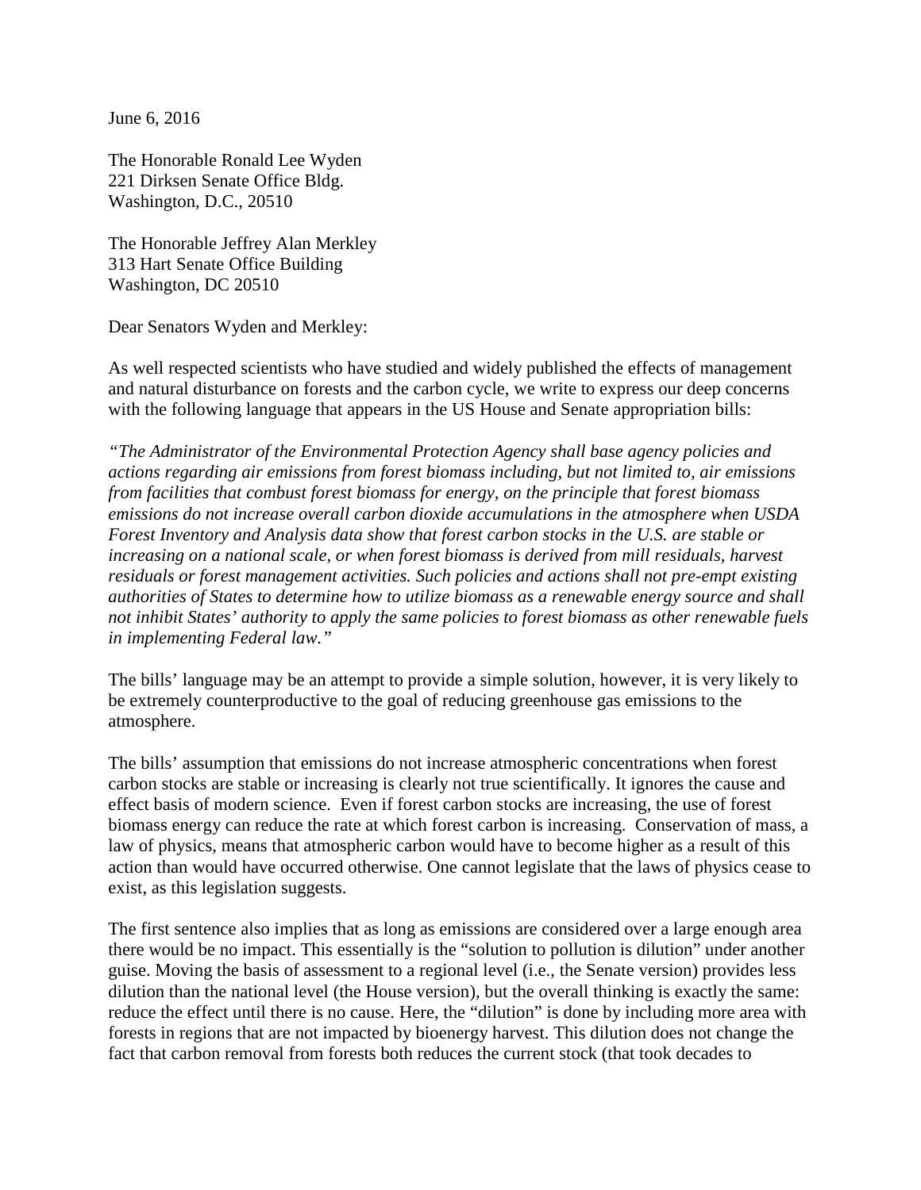June 6, 2016

The Honorable Ronald Lee Wyden  
221 Dirksen Senate Office Bldg.  
Washington, D.C., 20510

The Honorable Jeffrey Alan Merkley  
313 Hart Senate Office Building  
Washington, DC 20510

Dear Senators Wyden and Merkley:

As well respected scientists who have studied and widely published the effects of management and natural disturbance on forests and the carbon cycle, we write to express our deep concerns with the following language that appears in the US House and Senate appropriation bills:

*"The Administrator of the Environmental Protection Agency shall base agency policies and actions regarding air emissions from forest biomass including, but not limited to, air emissions from facilities that combust forest biomass for energy, on the principle that forest biomass emissions do not increase overall carbon dioxide accumulations in the atmosphere when USDA Forest Inventory and Analysis data show that forest carbon stocks in the U.S. are stable or increasing on a national scale, or when forest biomass is derived from mill residuals, harvest residuals or forest management activities. Such policies and actions shall not pre-empt existing authorities of States to determine how to utilize biomass as a renewable energy source and shall not inhibit States' authority to apply the same policies to forest biomass as other renewable fuels in implementing Federal law."*

The bills' language may be an attempt to provide a simple solution, however, it is very likely to be extremely counterproductive to the goal of reducing greenhouse gas emissions to the atmosphere.

The bills' assumption that emissions do not increase atmospheric concentrations when forest carbon stocks are stable or increasing is clearly not true scientifically. It ignores the cause and effect basis of modern science. Even if forest carbon stocks are increasing, the use of forest biomass energy can reduce the rate at which forest carbon is increasing. Conservation of mass, a law of physics, means that atmospheric carbon would have to become higher as a result of this action than would have occurred otherwise. One cannot legislate that the laws of physics cease to exist, as this legislation suggests.

The first sentence also implies that as long as emissions are considered over a large enough area there would be no impact. This essentially is the "solution to pollution is dilution" under another guise. Moving the basis of assessment to a regional level (i.e., the Senate version) provides less dilution than the national level (the House version), but the overall thinking is exactly the same: reduce the effect until there is no cause. Here, the "dilution" is done by including more area with forests in regions that are not impacted by bioenergy harvest. This dilution does not change the fact that carbon removal from forests both reduces the current stock (that took decades to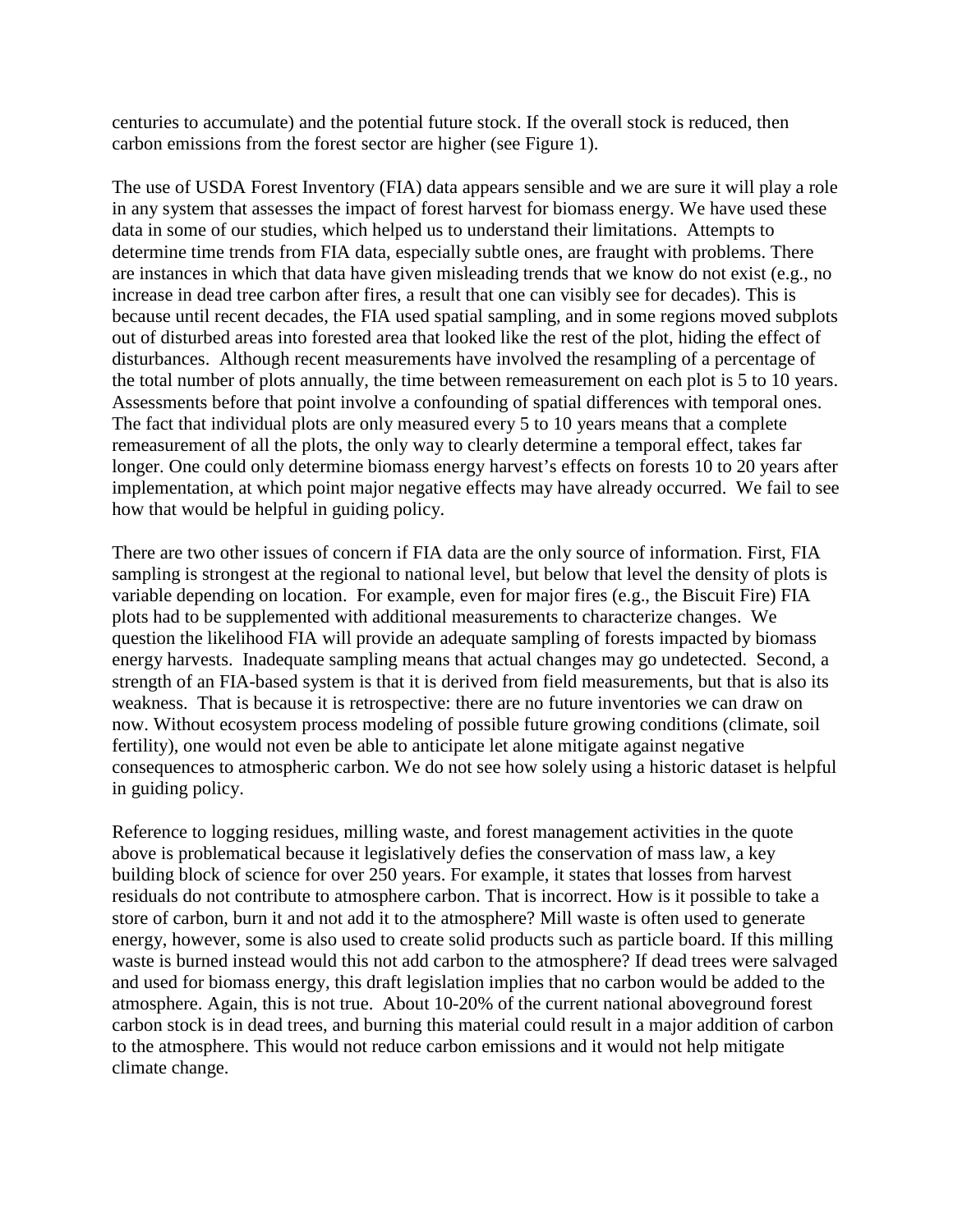centuries to accumulate) and the potential future stock. If the overall stock is reduced, then carbon emissions from the forest sector are higher (see Figure 1).

The use of USDA Forest Inventory (FIA) data appears sensible and we are sure it will play a role in any system that assesses the impact of forest harvest for biomass energy. We have used these data in some of our studies, which helped us to understand their limitations. Attempts to determine time trends from FIA data, especially subtle ones, are fraught with problems. There are instances in which that data have given misleading trends that we know do not exist (e.g., no increase in dead tree carbon after fires, a result that one can visibly see for decades). This is because until recent decades, the FIA used spatial sampling, and in some regions moved subplots out of disturbed areas into forested area that looked like the rest of the plot, hiding the effect of disturbances. Although recent measurements have involved the resampling of a percentage of the total number of plots annually, the time between remeasurement on each plot is 5 to 10 years. Assessments before that point involve a confounding of spatial differences with temporal ones. The fact that individual plots are only measured every 5 to 10 years means that a complete remeasurement of all the plots, the only way to clearly determine a temporal effect, takes far longer. One could only determine biomass energy harvest's effects on forests 10 to 20 years after implementation, at which point major negative effects may have already occurred. We fail to see how that would be helpful in guiding policy.

There are two other issues of concern if FIA data are the only source of information. First, FIA sampling is strongest at the regional to national level, but below that level the density of plots is variable depending on location. For example, even for major fires (e.g., the Biscuit Fire) FIA plots had to be supplemented with additional measurements to characterize changes. We question the likelihood FIA will provide an adequate sampling of forests impacted by biomass energy harvests. Inadequate sampling means that actual changes may go undetected. Second, a strength of an FIA-based system is that it is derived from field measurements, but that is also its weakness. That is because it is retrospective: there are no future inventories we can draw on now. Without ecosystem process modeling of possible future growing conditions (climate, soil fertility), one would not even be able to anticipate let alone mitigate against negative consequences to atmospheric carbon. We do not see how solely using a historic dataset is helpful in guiding policy.

Reference to logging residues, milling waste, and forest management activities in the quote above is problematical because it legislatively defies the conservation of mass law, a key building block of science for over 250 years. For example, it states that losses from harvest residuals do not contribute to atmosphere carbon. That is incorrect. How is it possible to take a store of carbon, burn it and not add it to the atmosphere? Mill waste is often used to generate energy, however, some is also used to create solid products such as particle board. If this milling waste is burned instead would this not add carbon to the atmosphere? If dead trees were salvaged and used for biomass energy, this draft legislation implies that no carbon would be added to the atmosphere. Again, this is not true. About 10-20% of the current national aboveground forest carbon stock is in dead trees, and burning this material could result in a major addition of carbon to the atmosphere. This would not reduce carbon emissions and it would not help mitigate climate change.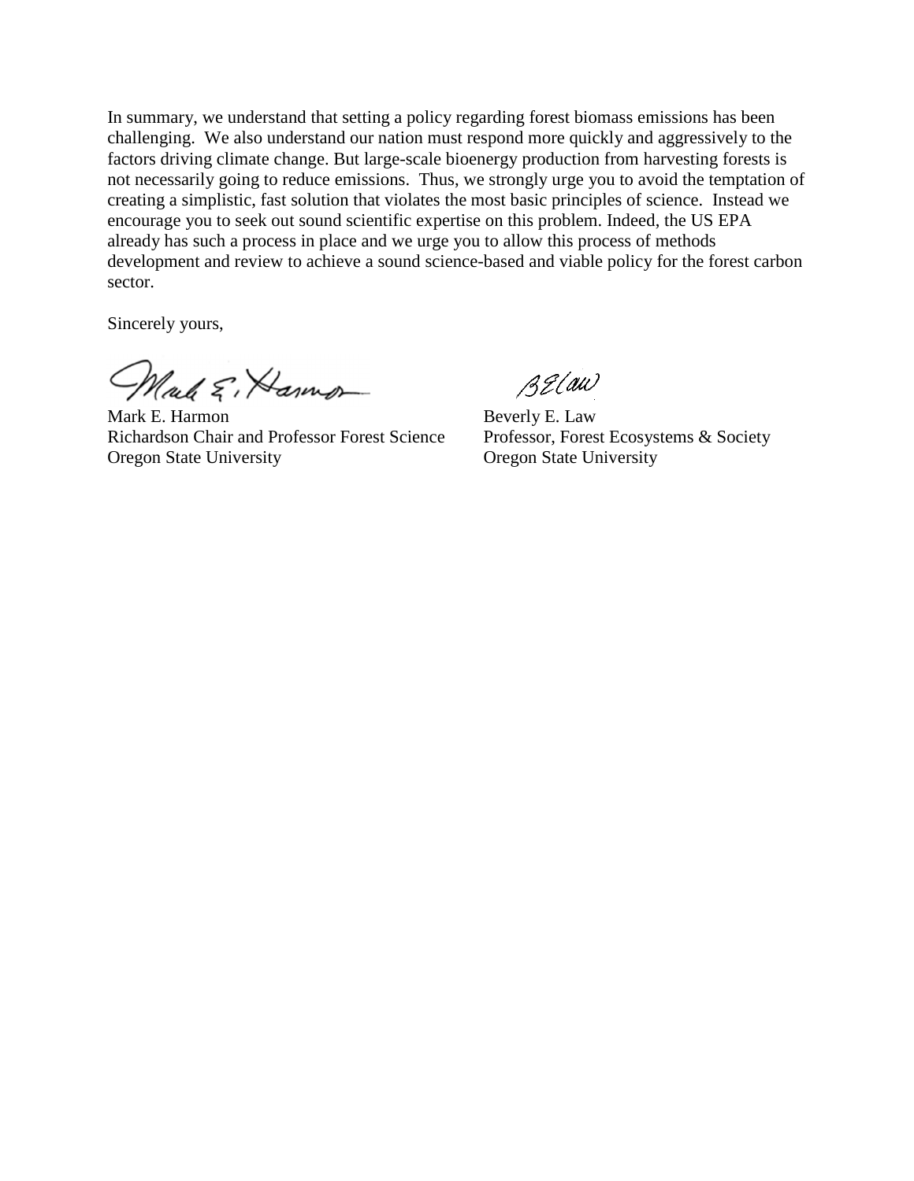In summary, we understand that setting a policy regarding forest biomass emissions has been challenging. We also understand our nation must respond more quickly and aggressively to the factors driving climate change. But large-scale bioenergy production from harvesting forests is not necessarily going to reduce emissions. Thus, we strongly urge you to avoid the temptation of creating a simplistic, fast solution that violates the most basic principles of science. Instead we encourage you to seek out sound scientific expertise on this problem. Indeed, the US EPA already has such a process in place and we urge you to allow this process of methods development and review to achieve a sound science-based and viable policy for the forest carbon sector.

Sincerely yours,

Mark E. Harmon
Richardson Chair and Professor Forest Science
Oregon State University

Beverly E. Law
Professor, Forest Ecosystems & Society
Oregon State University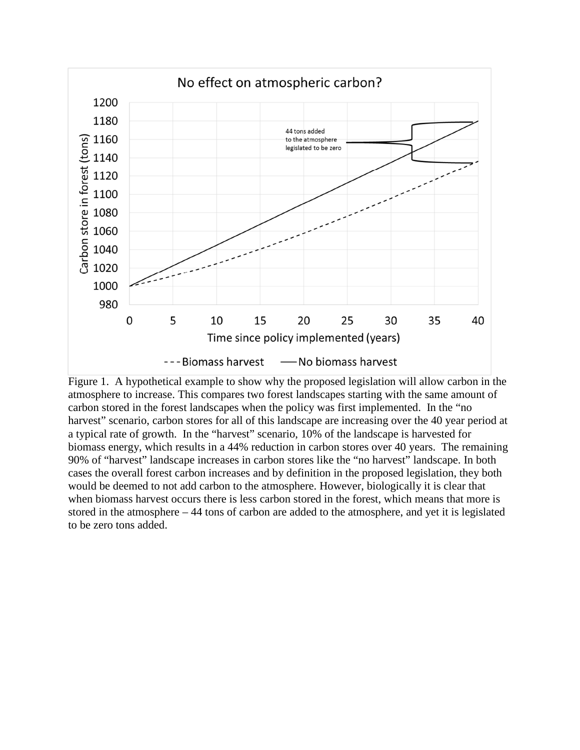No effect on atmospheric carbon?

Carbon store in forest (tons)

1200
1180
1160
1140
1120
1100
1080
1060
1040
1020
1000
980

0 5 10 15 20 25 30 35 40

Time since policy implemented (years)

44 tons added
to the atmosphere
legislated to be zero

- - - Biomass harvest —— No biomass harvest

Figure 1. A hypothetical example to show why the proposed legislation will allow carbon in the atmosphere to increase. This compares two forest landscapes starting with the same amount of carbon stored in the forest landscapes when the policy was first implemented. In the "no harvest" scenario, carbon stores for all of this landscape are increasing over the 40 year period at a typical rate of growth. In the "harvest" scenario, 10% of the landscape is harvested for biomass energy, which results in a 44% reduction in carbon stores over 40 years. The remaining 90% of "harvest" landscape increases in carbon stores like the "no harvest" landscape. In both cases the overall forest carbon increases and by definition in the proposed legislation, they both would be deemed to not add carbon to the atmosphere. However, biologically it is clear that when biomass harvest occurs there is less carbon stored in the forest, which means that more is stored in the atmosphere – 44 tons of carbon are added to the atmosphere, and yet it is legislated to be zero tons added.